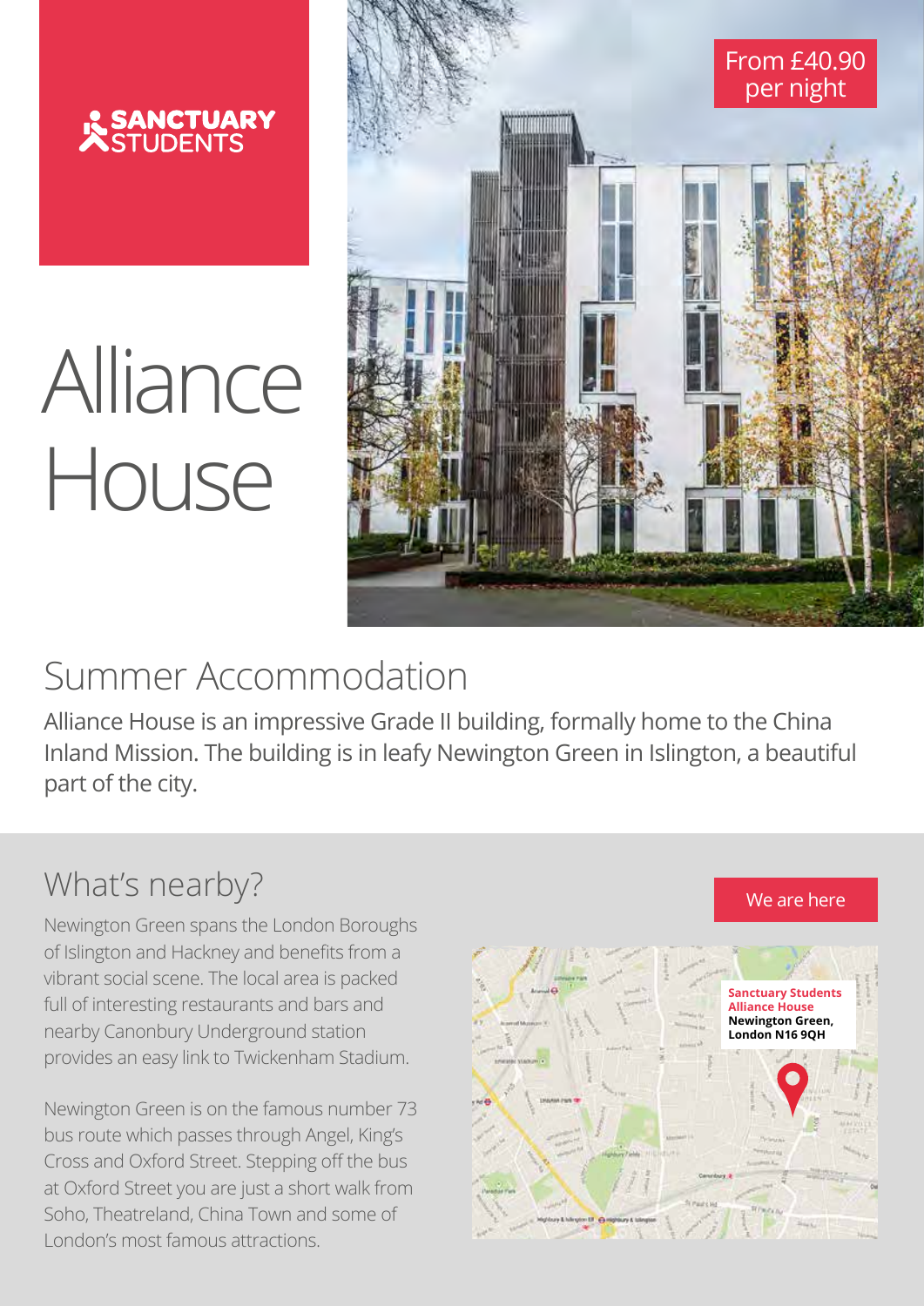SANCTUARY STUDENTS

# Alliance House

From £40.90 per night

## Summer Accommodation

Alliance House is an impressive Grade II building, formally home to the China Inland Mission. The building is in leafy Newington Green in Islington, a beautiful part of the city.

## What's nearby?

Newington Green spans the London Boroughs of Islington and Hackney and benefits from a vibrant social scene. The local area is packed full of interesting restaurants and bars and nearby Canonbury Underground station provides an easy link to Twickenham Stadium.

Newington Green is on the famous number 73 bus route which passes through Angel, King's Cross and Oxford Street. Stepping off the bus at Oxford Street you are just a short walk from Soho, Theatreland, China Town and some of London's most famous attractions.

We are here

**Sanctuary Students Alliance House**
**Newington Green, London N16 9QH**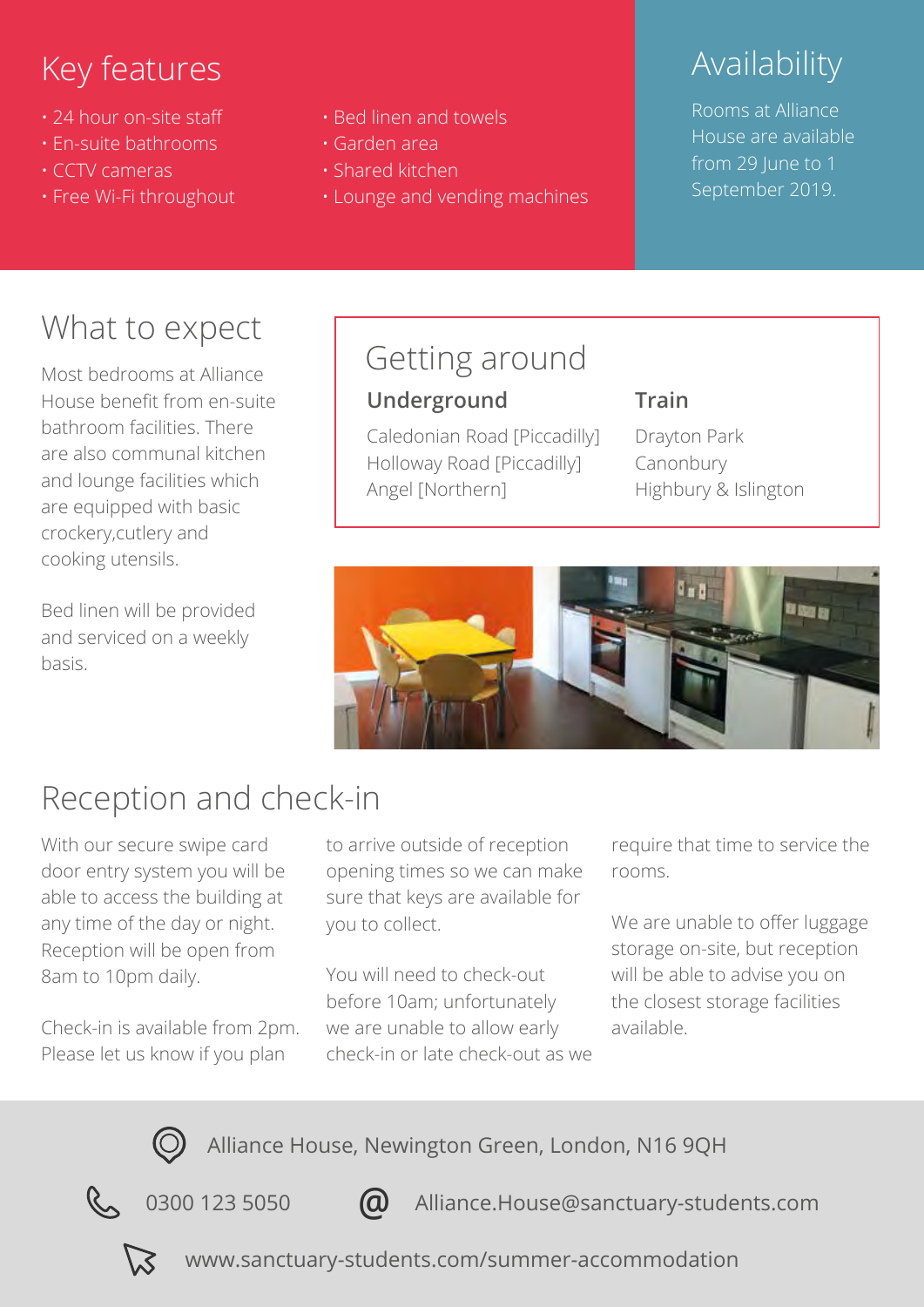## Key features

- 24 hour on-site staff
- En-suite bathrooms
- CCTV cameras
- Free Wi-Fi throughout
- Bed linen and towels
- Garden area
- Shared kitchen
- Lounge and vending machines

## Availability

Rooms at Alliance House are available from 29 June to 1 September 2019.

## What to expect

Most bedrooms at Alliance House benefit from en-suite bathroom facilities. There are also communal kitchen and lounge facilities which are equipped with basic crockery,cutlery and cooking utensils.

Bed linen will be provided and serviced on a weekly basis.

## Getting around

**Underground**

Caledonian Road [Piccadilly]
Holloway Road [Piccadilly]
Angel [Northern]

**Train**

Drayton Park
Canonbury
Highbury & Islington

## Reception and check-in

With our secure swipe card door entry system you will be able to access the building at any time of the day or night. Reception will be open from 8am to 10pm daily.

Check-in is available from 2pm. Please let us know if you plan to arrive outside of reception opening times so we can make sure that keys are available for you to collect.

You will need to check-out before 10am; unfortunately we are unable to allow early check-in or late check-out as we require that time to service the rooms.

We are unable to offer luggage storage on-site, but reception will be able to advise you on the closest storage facilities available.

Alliance House, Newington Green, London, N16 9QH

0300 123 5050

Alliance.House@sanctuary-students.com

www.sanctuary-students.com/summer-accommodation